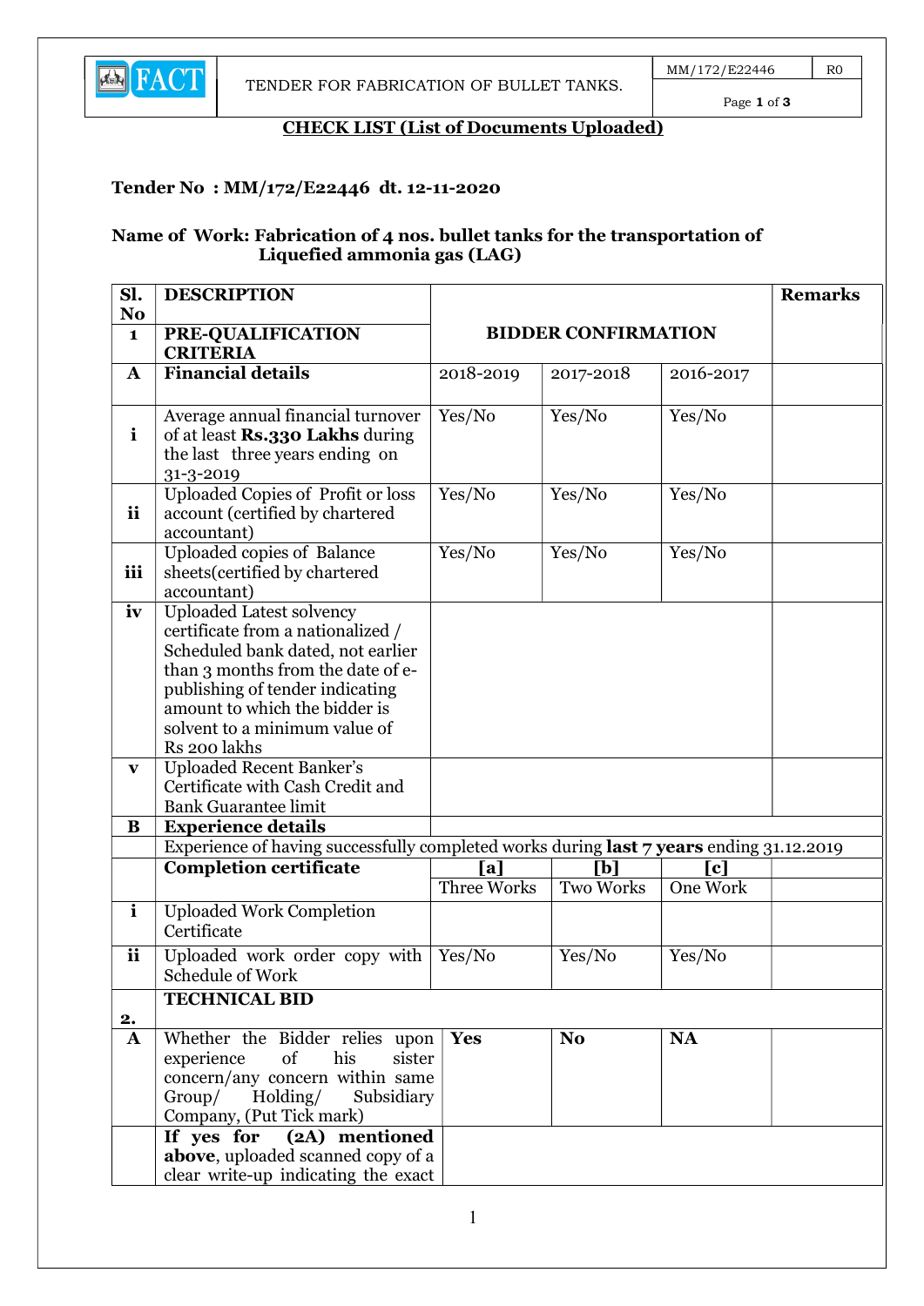## CHECK LIST (List of Documents Uploaded)

**Tender No : MM/172/E22446 dt. 12-11-2020**

**Name of Work: Fabrication of 4 nos. bullet tanks for the transportation of Liquefied ammonia gas (LAG)**

| Sl. No | DESCRIPTION | BIDDER CONFIRMATION | | | Remarks |
|---|---|---|---|---|---|
| **1** | **PRE-QUALIFICATION CRITERIA** | | | | |
| **A** | **Financial details** | 2018-2019 | 2017-2018 | 2016-2017 | |
| **i** | Average annual financial turnover of at least **Rs.330 Lakhs** during the last three years ending on 31-3-2019 | Yes/No | Yes/No | Yes/No | |
| **ii** | Uploaded Copies of Profit or loss account (certified by chartered accountant) | Yes/No | Yes/No | Yes/No | |
| **iii** | Uploaded copies of Balance sheets(certified by chartered accountant) | Yes/No | Yes/No | Yes/No | |
| **iv** | Uploaded Latest solvency certificate from a nationalized / Scheduled bank dated, not earlier than 3 months from the date of e-publishing of tender indicating amount to which the bidder is solvent to a minimum value of Rs 200 lakhs | | | | |
| **v** | Uploaded Recent Banker's Certificate with Cash Credit and Bank Guarantee limit | | | | |
| **B** | **Experience details** | | | | |
| | Experience of having successfully completed works during **last 7 years** ending 31.12.2019 | | | | |
| | **Completion certificate** | **[a]** Three Works | **[b]** Two Works | **[c]** One Work | |
| **i** | Uploaded Work Completion Certificate | | | | |
| **ii** | Uploaded work order copy with Schedule of Work | Yes/No | Yes/No | Yes/No | |
| **2.** | **TECHNICAL BID** | | | | |
| **A** | Whether the Bidder relies upon experience of his sister concern/any concern within same Group/ Holding/ Subsidiary Company, (Put Tick mark) | **Yes** | **No** | **NA** | |
| | **If yes for (2A) mentioned above**, uploaded scanned copy of a clear write-up indicating the exact | | | | |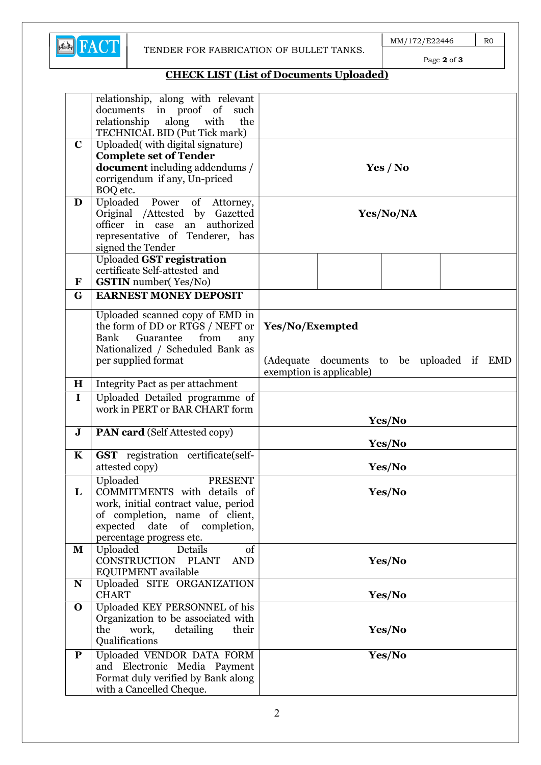## CHECK LIST (List of Documents Uploaded)

| | | |
|---|---|---|
| | relationship, along with relevant documents in proof of such relationship along with the TECHNICAL BID (Put Tick mark) | |
| **C** | Uploaded( with digital signature) **Complete set of Tender document** including addendums / corrigendum if any, Un-priced BOQ etc. | **Yes / No** |
| **D** | Uploaded Power of Attorney, Original /Attested by Gazetted officer in case an authorized representative of Tenderer, has signed the Tender | **Yes/No/NA** |
| **F** | Uploaded **GST registration** certificate Self-attested and **GSTIN** number( Yes/No) | |
| **G** | **EARNEST MONEY DEPOSIT** | |
| | Uploaded scanned copy of EMD in the form of DD or RTGS / NEFT or Bank Guarantee from any Nationalized / Scheduled Bank as per supplied format | **Yes/No/Exempted** (Adequate documents to be uploaded if EMD exemption is applicable) |
| **H** | Integrity Pact as per attachment | |
| **I** | Uploaded Detailed programme of work in PERT or BAR CHART form | **Yes/No** |
| **J** | **PAN card** (Self Attested copy) | **Yes/No** |
| **K** | **GST** registration certificate(self-attested copy) | **Yes/No** |
| **L** | Uploaded PRESENT COMMITMENTS with details of work, initial contract value, period of completion, name of client, expected date of completion, percentage progress etc. | **Yes/No** |
| **M** | Uploaded Details of CONSTRUCTION PLANT AND EQUIPMENT available | **Yes/No** |
| **N** | Uploaded SITE ORGANIZATION CHART | **Yes/No** |
| **O** | Uploaded KEY PERSONNEL of his Organization to be associated with the work, detailing their Qualifications | **Yes/No** |
| **P** | Uploaded VENDOR DATA FORM and Electronic Media Payment Format duly verified by Bank along with a Cancelled Cheque. | **Yes/No** |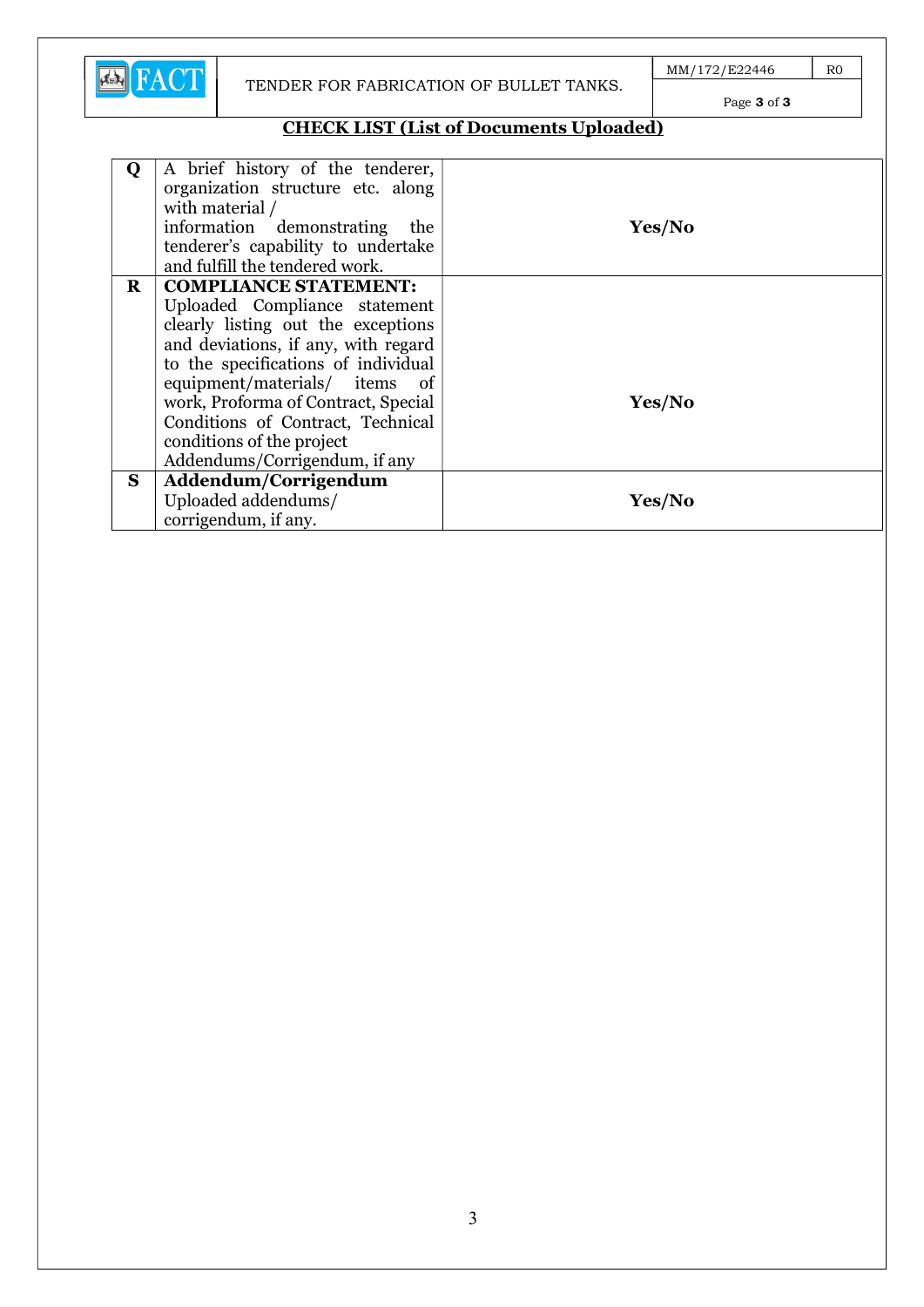## CHECK LIST (List of Documents Uploaded)

| | | |
|---|---|---|
| **Q** | A brief history of the tenderer, organization structure etc. along with material / information demonstrating the tenderer's capability to undertake and fulfill the tendered work. | **Yes/No** |
| **R** | **COMPLIANCE STATEMENT:** Uploaded Compliance statement clearly listing out the exceptions and deviations, if any, with regard to the specifications of individual equipment/materials/ items of work, Proforma of Contract, Special Conditions of Contract, Technical conditions of the project Addendums/Corrigendum, if any | **Yes/No** |
| **S** | **Addendum/Corrigendum** Uploaded addendums/ corrigendum, if any. | **Yes/No** |